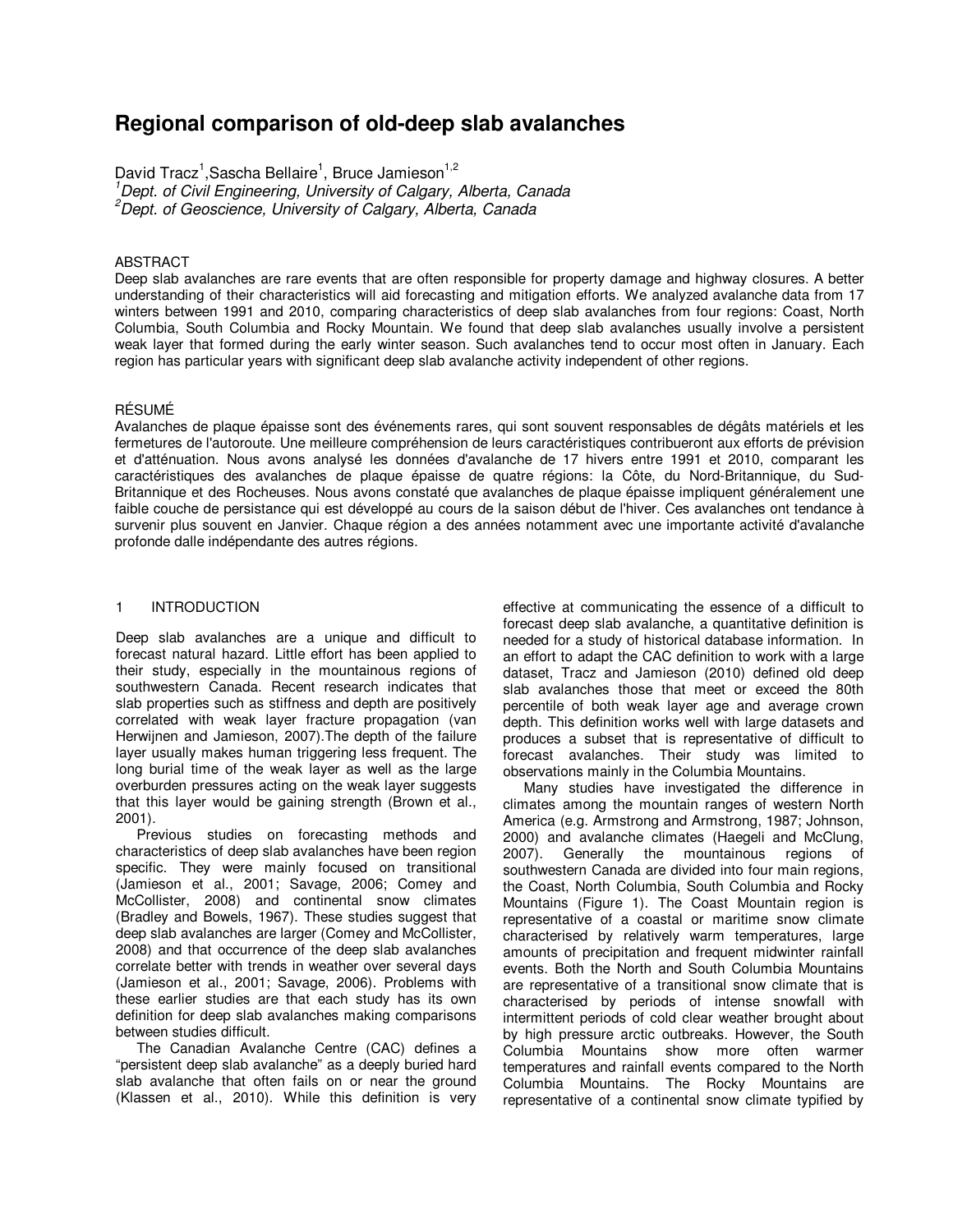# Regional comparison of old-deep slab avalanches

David Tracz[1], Sascha Bellaire[1], Bruce Jamieson[1,2]

[1]*Dept. of Civil Engineering, University of Calgary, Alberta, Canada*
[2]*Dept. of Geoscience, University of Calgary, Alberta, Canada*

## ABSTRACT

Deep slab avalanches are rare events that are often responsible for property damage and highway closures. A better understanding of their characteristics will aid forecasting and mitigation efforts. We analyzed avalanche data from 17 winters between 1991 and 2010, comparing characteristics of deep slab avalanches from four regions: Coast, North Columbia, South Columbia and Rocky Mountain. We found that deep slab avalanches usually involve a persistent weak layer that formed during the early winter season. Such avalanches tend to occur most often in January. Each region has particular years with significant deep slab avalanche activity independent of other regions.

## RÉSUMÉ

Avalanches de plaque épaisse sont des événements rares, qui sont souvent responsables de dégâts matériels et les fermetures de l'autoroute. Une meilleure compréhension de leurs caractéristiques contribueront aux efforts de prévision et d'atténuation. Nous avons analysé les données d'avalanche de 17 hivers entre 1991 et 2010, comparant les caractéristiques des avalanches de plaque épaisse de quatre régions: la Côte, du Nord-Britannique, du Sud-Britannique et des Rocheuses. Nous avons constaté que avalanches de plaque épaisse impliquent généralement une faible couche de persistance qui est développé au cours de la saison début de l'hiver. Ces avalanches ont tendance à survenir plus souvent en Janvier. Chaque région a des années notamment avec une importante activité d'avalanche profonde dalle indépendante des autres régions.

## 1 INTRODUCTION

Deep slab avalanches are a unique and difficult to forecast natural hazard. Little effort has been applied to their study, especially in the mountainous regions of southwestern Canada. Recent research indicates that slab properties such as stiffness and depth are positively correlated with weak layer fracture propagation (van Herwijnen and Jamieson, 2007).The depth of the failure layer usually makes human triggering less frequent. The long burial time of the weak layer as well as the large overburden pressures acting on the weak layer suggests that this layer would be gaining strength (Brown et al., 2001).

Previous studies on forecasting methods and characteristics of deep slab avalanches have been region specific. They were mainly focused on transitional (Jamieson et al., 2001; Savage, 2006; Comey and McCollister, 2008) and continental snow climates (Bradley and Bowels, 1967). These studies suggest that deep slab avalanches are larger (Comey and McCollister, 2008) and that occurrence of the deep slab avalanches correlate better with trends in weather over several days (Jamieson et al., 2001; Savage, 2006). Problems with these earlier studies are that each study has its own definition for deep slab avalanches making comparisons between studies difficult.

The Canadian Avalanche Centre (CAC) defines a "persistent deep slab avalanche" as a deeply buried hard slab avalanche that often fails on or near the ground (Klassen et al., 2010). While this definition is very effective at communicating the essence of a difficult to forecast deep slab avalanche, a quantitative definition is needed for a study of historical database information. In an effort to adapt the CAC definition to work with a large dataset, Tracz and Jamieson (2010) defined old deep slab avalanches those that meet or exceed the 80th percentile of both weak layer age and average crown depth. This definition works well with large datasets and produces a subset that is representative of difficult to forecast avalanches. Their study was limited to observations mainly in the Columbia Mountains.

Many studies have investigated the difference in climates among the mountain ranges of western North America (e.g. Armstrong and Armstrong, 1987; Johnson, 2000) and avalanche climates (Haegeli and McClung, 2007). Generally the mountainous regions of southwestern Canada are divided into four main regions, the Coast, North Columbia, South Columbia and Rocky Mountains (Figure 1). The Coast Mountain region is representative of a coastal or maritime snow climate characterised by relatively warm temperatures, large amounts of precipitation and frequent midwinter rainfall events. Both the North and South Columbia Mountains are representative of a transitional snow climate that is characterised by periods of intense snowfall with intermittent periods of cold clear weather brought about by high pressure arctic outbreaks. However, the South Columbia Mountains show more often warmer temperatures and rainfall events compared to the North Columbia Mountains. The Rocky Mountains are representative of a continental snow climate typified by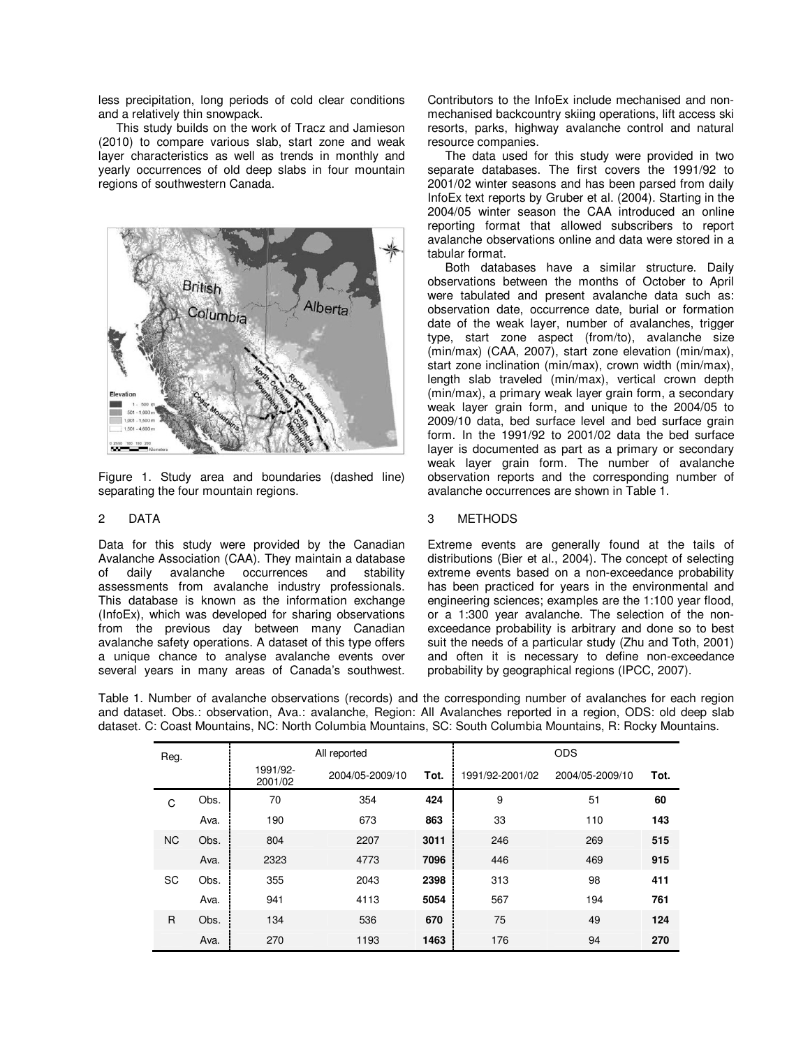less precipitation, long periods of cold clear conditions and a relatively thin snowpack.

This study builds on the work of Tracz and Jamieson (2010) to compare various slab, start zone and weak layer characteristics as well as trends in monthly and yearly occurrences of old deep slabs in four mountain regions of southwestern Canada.

Figure 1. Study area and boundaries (dashed line) separating the four mountain regions.

## 2 DATA

Data for this study were provided by the Canadian Avalanche Association (CAA). They maintain a database of daily avalanche occurrences and stability assessments from avalanche industry professionals. This database is known as the information exchange (InfoEx), which was developed for sharing observations from the previous day between many Canadian avalanche safety operations. A dataset of this type offers a unique chance to analyse avalanche events over several years in many areas of Canada's southwest. Contributors to the InfoEx include mechanised and non-mechanised backcountry skiing operations, lift access ski resorts, parks, highway avalanche control and natural resource companies.

The data used for this study were provided in two separate databases. The first covers the 1991/92 to 2001/02 winter seasons and has been parsed from daily InfoEx text reports by Gruber et al. (2004). Starting in the 2004/05 winter season the CAA introduced an online reporting format that allowed subscribers to report avalanche observations online and data were stored in a tabular format.

Both databases have a similar structure. Daily observations between the months of October to April were tabulated and present avalanche data such as: observation date, occurrence date, burial or formation date of the weak layer, number of avalanches, trigger type, start zone aspect (from/to), avalanche size (min/max) (CAA, 2007), start zone elevation (min/max), start zone inclination (min/max), crown width (min/max), length slab traveled (min/max), vertical crown depth (min/max), a primary weak layer grain form, a secondary weak layer grain form, and unique to the 2004/05 to 2009/10 data, bed surface level and bed surface grain form. In the 1991/92 to 2001/02 data the bed surface layer is documented as part as a primary or secondary weak layer grain form. The number of avalanche observation reports and the corresponding number of avalanche occurrences are shown in Table 1.

## 3 METHODS

Extreme events are generally found at the tails of distributions (Bier et al., 2004). The concept of selecting extreme events based on a non-exceedance probability has been practiced for years in the environmental and engineering sciences; examples are the 1:100 year flood, or a 1:300 year avalanche. The selection of the non-exceedance probability is arbitrary and done so to best suit the needs of a particular study (Zhu and Toth, 2001) and often it is necessary to define non-exceedance probability by geographical regions (IPCC, 2007).

Table 1. Number of avalanche observations (records) and the corresponding number of avalanches for each region and dataset. Obs.: observation, Ava.: avalanche, Region: All Avalanches reported in a region, ODS: old deep slab dataset. C: Coast Mountains, NC: North Columbia Mountains, SC: South Columbia Mountains, R: Rocky Mountains.

| Reg. | | All reported | | | ODS | | |
|---|---|---|---|---|---|---|---|
| | | 1991/92-2001/02 | 2004/05-2009/10 | **Tot.** | 1991/92-2001/02 | 2004/05-2009/10 | **Tot.** |
| C | Obs. | 70 | 354 | **424** | 9 | 51 | **60** |
| | Ava. | 190 | 673 | **863** | 33 | 110 | **143** |
| NC | Obs. | 804 | 2207 | **3011** | 246 | 269 | **515** |
| | Ava. | 2323 | 4773 | **7096** | 446 | 469 | **915** |
| SC | Obs. | 355 | 2043 | **2398** | 313 | 98 | **411** |
| | Ava. | 941 | 4113 | **5054** | 567 | 194 | **761** |
| R | Obs. | 134 | 536 | **670** | 75 | 49 | **124** |
| | Ava. | 270 | 1193 | **1463** | 176 | 94 | **270** |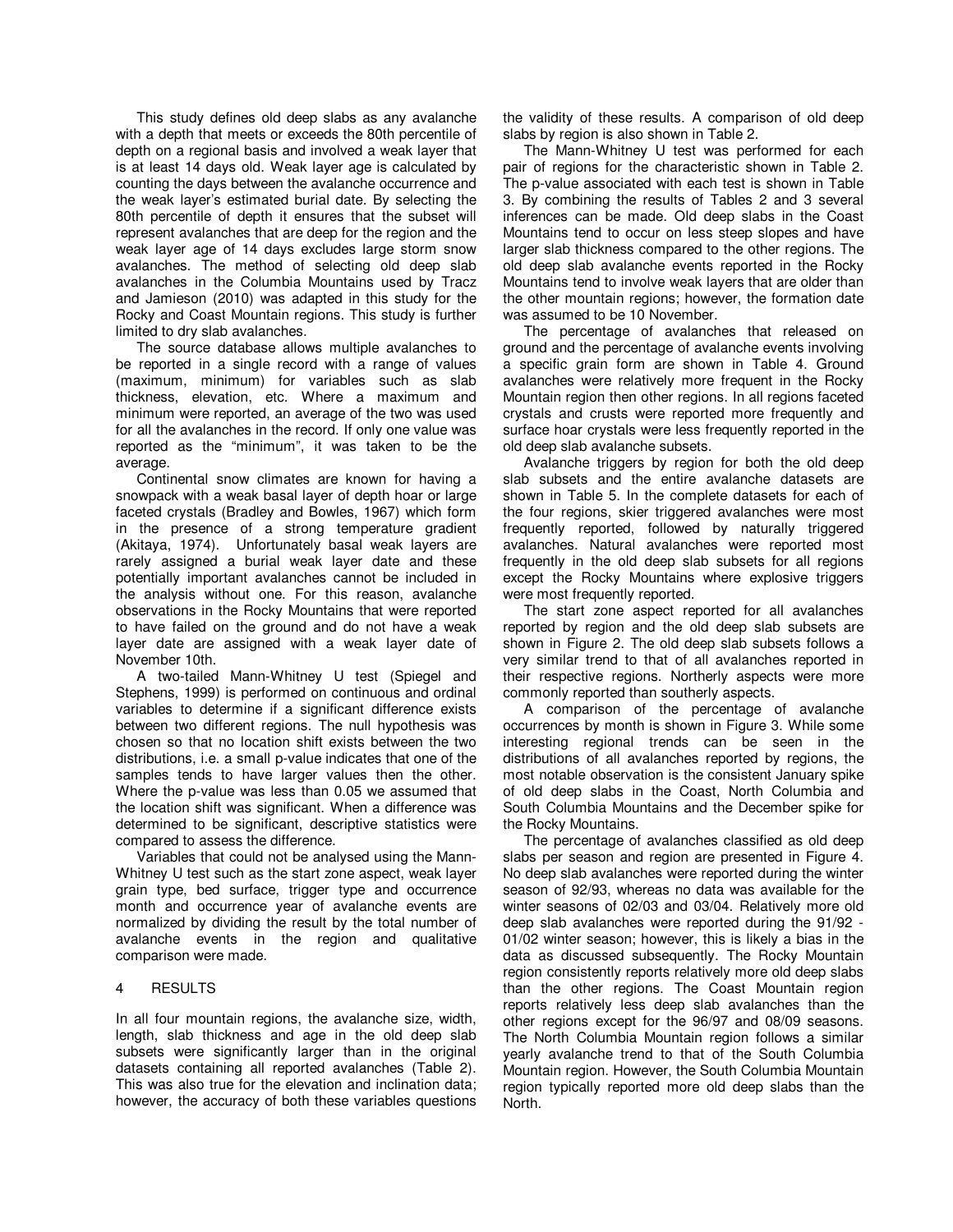This study defines old deep slabs as any avalanche with a depth that meets or exceeds the 80th percentile of depth on a regional basis and involved a weak layer that is at least 14 days old. Weak layer age is calculated by counting the days between the avalanche occurrence and the weak layer's estimated burial date. By selecting the 80th percentile of depth it ensures that the subset will represent avalanches that are deep for the region and the weak layer age of 14 days excludes large storm snow avalanches. The method of selecting old deep slab avalanches in the Columbia Mountains used by Tracz and Jamieson (2010) was adapted in this study for the Rocky and Coast Mountain regions. This study is further limited to dry slab avalanches.

The source database allows multiple avalanches to be reported in a single record with a range of values (maximum, minimum) for variables such as slab thickness, elevation, etc. Where a maximum and minimum were reported, an average of the two was used for all the avalanches in the record. If only one value was reported as the "minimum", it was taken to be the average.

Continental snow climates are known for having a snowpack with a weak basal layer of depth hoar or large faceted crystals (Bradley and Bowles, 1967) which form in the presence of a strong temperature gradient (Akitaya, 1974). Unfortunately basal weak layers are rarely assigned a burial weak layer date and these potentially important avalanches cannot be included in the analysis without one. For this reason, avalanche observations in the Rocky Mountains that were reported to have failed on the ground and do not have a weak layer date are assigned with a weak layer date of November 10th.

A two-tailed Mann-Whitney U test (Spiegel and Stephens, 1999) is performed on continuous and ordinal variables to determine if a significant difference exists between two different regions. The null hypothesis was chosen so that no location shift exists between the two distributions, i.e. a small p-value indicates that one of the samples tends to have larger values then the other. Where the p-value was less than 0.05 we assumed that the location shift was significant. When a difference was determined to be significant, descriptive statistics were compared to assess the difference.

Variables that could not be analysed using the Mann-Whitney U test such as the start zone aspect, weak layer grain type, bed surface, trigger type and occurrence month and occurrence year of avalanche events are normalized by dividing the result by the total number of avalanche events in the region and qualitative comparison were made.

## 4 RESULTS

In all four mountain regions, the avalanche size, width, length, slab thickness and age in the old deep slab subsets were significantly larger than in the original datasets containing all reported avalanches (Table 2). This was also true for the elevation and inclination data; however, the accuracy of both these variables questions the validity of these results. A comparison of old deep slabs by region is also shown in Table 2.

The Mann-Whitney U test was performed for each pair of regions for the characteristic shown in Table 2. The p-value associated with each test is shown in Table 3. By combining the results of Tables 2 and 3 several inferences can be made. Old deep slabs in the Coast Mountains tend to occur on less steep slopes and have larger slab thickness compared to the other regions. The old deep slab avalanche events reported in the Rocky Mountains tend to involve weak layers that are older than the other mountain regions; however, the formation date was assumed to be 10 November.

The percentage of avalanches that released on ground and the percentage of avalanche events involving a specific grain form are shown in Table 4. Ground avalanches were relatively more frequent in the Rocky Mountain region then other regions. In all regions faceted crystals and crusts were reported more frequently and surface hoar crystals were less frequently reported in the old deep slab avalanche subsets.

Avalanche triggers by region for both the old deep slab subsets and the entire avalanche datasets are shown in Table 5. In the complete datasets for each of the four regions, skier triggered avalanches were most frequently reported, followed by naturally triggered avalanches. Natural avalanches were reported most frequently in the old deep slab subsets for all regions except the Rocky Mountains where explosive triggers were most frequently reported.

The start zone aspect reported for all avalanches reported by region and the old deep slab subsets are shown in Figure 2. The old deep slab subsets follows a very similar trend to that of all avalanches reported in their respective regions. Northerly aspects were more commonly reported than southerly aspects.

A comparison of the percentage of avalanche occurrences by month is shown in Figure 3. While some interesting regional trends can be seen in the distributions of all avalanches reported by regions, the most notable observation is the consistent January spike of old deep slabs in the Coast, North Columbia and South Columbia Mountains and the December spike for the Rocky Mountains.

The percentage of avalanches classified as old deep slabs per season and region are presented in Figure 4. No deep slab avalanches were reported during the winter season of 92/93, whereas no data was available for the winter seasons of 02/03 and 03/04. Relatively more old deep slab avalanches were reported during the 91/92 - 01/02 winter season; however, this is likely a bias in the data as discussed subsequently. The Rocky Mountain region consistently reports relatively more old deep slabs than the other regions. The Coast Mountain region reports relatively less deep slab avalanches than the other regions except for the 96/97 and 08/09 seasons. The North Columbia Mountain region follows a similar yearly avalanche trend to that of the South Columbia Mountain region. However, the South Columbia Mountain region typically reported more old deep slabs than the North.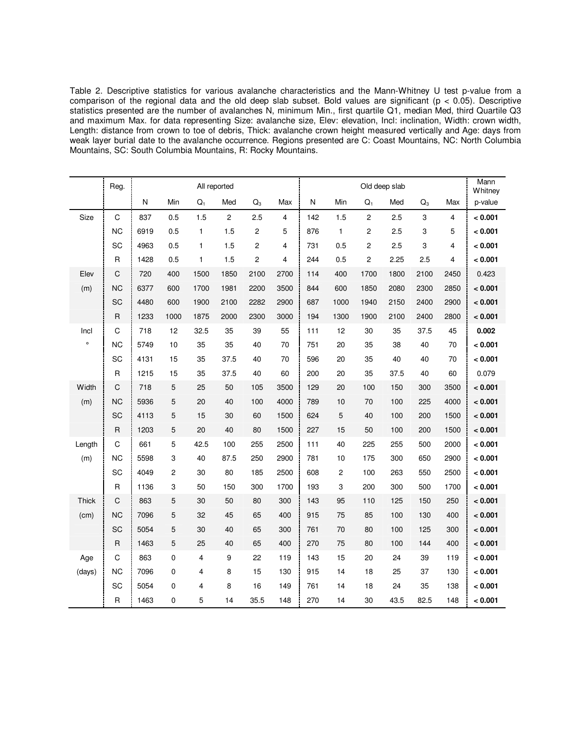Table 2. Descriptive statistics for various avalanche characteristics and the Mann-Whitney U test p-value from a comparison of the regional data and the old deep slab subset. Bold values are significant ($p < 0.05$). Descriptive statistics presented are the number of avalanches N, minimum Min., first quartile Q1, median Med, third Quartile Q3 and maximum Max. for data representing Size: avalanche size, Elev: elevation, Incl: inclination, Width: crown width, Length: distance from crown to toe of debris, Thick: avalanche crown height measured vertically and Age: days from weak layer burial date to the avalanche occurrence. Regions presented are C: Coast Mountains, NC: North Columbia Mountains, SC: South Columbia Mountains, R: Rocky Mountains.

| | Reg. | All reported | | | | | | Old deep slab | | | | | | Mann Whitney |
|---|---|---|---|---|---|---|---|---|---|---|---|---|---|---|
| | | N | Min | $Q_1$ | Med | $Q_3$ | Max | N | Min | $Q_1$ | Med | $Q_3$ | Max | p-value |
| Size | C | 837 | 0.5 | 1.5 | 2 | 2.5 | 4 | 142 | 1.5 | 2 | 2.5 | 3 | 4 | **< 0.001** |
| | NC | 6919 | 0.5 | 1 | 1.5 | 2 | 5 | 876 | 1 | 2 | 2.5 | 3 | 5 | **< 0.001** |
| | SC | 4963 | 0.5 | 1 | 1.5 | 2 | 4 | 731 | 0.5 | 2 | 2.5 | 3 | 4 | **< 0.001** |
| | R | 1428 | 0.5 | 1 | 1.5 | 2 | 4 | 244 | 0.5 | 2 | 2.25 | 2.5 | 4 | **< 0.001** |
| Elev | C | 720 | 400 | 1500 | 1850 | 2100 | 2700 | 114 | 400 | 1700 | 1800 | 2100 | 2450 | 0.423 |
| (m) | NC | 6377 | 600 | 1700 | 1981 | 2200 | 3500 | 844 | 600 | 1850 | 2080 | 2300 | 2850 | **< 0.001** |
| | SC | 4480 | 600 | 1900 | 2100 | 2282 | 2900 | 687 | 1000 | 1940 | 2150 | 2400 | 2900 | **< 0.001** |
| | R | 1233 | 1000 | 1875 | 2000 | 2300 | 3000 | 194 | 1300 | 1900 | 2100 | 2400 | 2800 | **< 0.001** |
| Incl | C | 718 | 12 | 32.5 | 35 | 39 | 55 | 111 | 12 | 30 | 35 | 37.5 | 45 | **0.002** |
| ° | NC | 5749 | 10 | 35 | 35 | 40 | 70 | 751 | 20 | 35 | 38 | 40 | 70 | **< 0.001** |
| | SC | 4131 | 15 | 35 | 37.5 | 40 | 70 | 596 | 20 | 35 | 40 | 40 | 70 | **< 0.001** |
| | R | 1215 | 15 | 35 | 37.5 | 40 | 60 | 200 | 20 | 35 | 37.5 | 40 | 60 | 0.079 |
| Width | C | 718 | 5 | 25 | 50 | 105 | 3500 | 129 | 20 | 100 | 150 | 300 | 3500 | **< 0.001** |
| (m) | NC | 5936 | 5 | 20 | 40 | 100 | 4000 | 789 | 10 | 70 | 100 | 225 | 4000 | **< 0.001** |
| | SC | 4113 | 5 | 15 | 30 | 60 | 1500 | 624 | 5 | 40 | 100 | 200 | 1500 | **< 0.001** |
| | R | 1203 | 5 | 20 | 40 | 80 | 1500 | 227 | 15 | 50 | 100 | 200 | 1500 | **< 0.001** |
| Length | C | 661 | 5 | 42.5 | 100 | 255 | 2500 | 111 | 40 | 225 | 255 | 500 | 2000 | **< 0.001** |
| (m) | NC | 5598 | 3 | 40 | 87.5 | 250 | 2900 | 781 | 10 | 175 | 300 | 650 | 2900 | **< 0.001** |
| | SC | 4049 | 2 | 30 | 80 | 185 | 2500 | 608 | 2 | 100 | 263 | 550 | 2500 | **< 0.001** |
| | R | 1136 | 3 | 50 | 150 | 300 | 1700 | 193 | 3 | 200 | 300 | 500 | 1700 | **< 0.001** |
| Thick | C | 863 | 5 | 30 | 50 | 80 | 300 | 143 | 95 | 110 | 125 | 150 | 250 | **< 0.001** |
| (cm) | NC | 7096 | 5 | 32 | 45 | 65 | 400 | 915 | 75 | 85 | 100 | 130 | 400 | **< 0.001** |
| | SC | 5054 | 5 | 30 | 40 | 65 | 300 | 761 | 70 | 80 | 100 | 125 | 300 | **< 0.001** |
| | R | 1463 | 5 | 25 | 40 | 65 | 400 | 270 | 75 | 80 | 100 | 144 | 400 | **< 0.001** |
| Age | C | 863 | 0 | 4 | 9 | 22 | 119 | 143 | 15 | 20 | 24 | 39 | 119 | **< 0.001** |
| (days) | NC | 7096 | 0 | 4 | 8 | 15 | 130 | 915 | 14 | 18 | 25 | 37 | 130 | **< 0.001** |
| | SC | 5054 | 0 | 4 | 8 | 16 | 149 | 761 | 14 | 18 | 24 | 35 | 138 | **< 0.001** |
| | R | 1463 | 0 | 5 | 14 | 35.5 | 148 | 270 | 14 | 30 | 43.5 | 82.5 | 148 | **< 0.001** |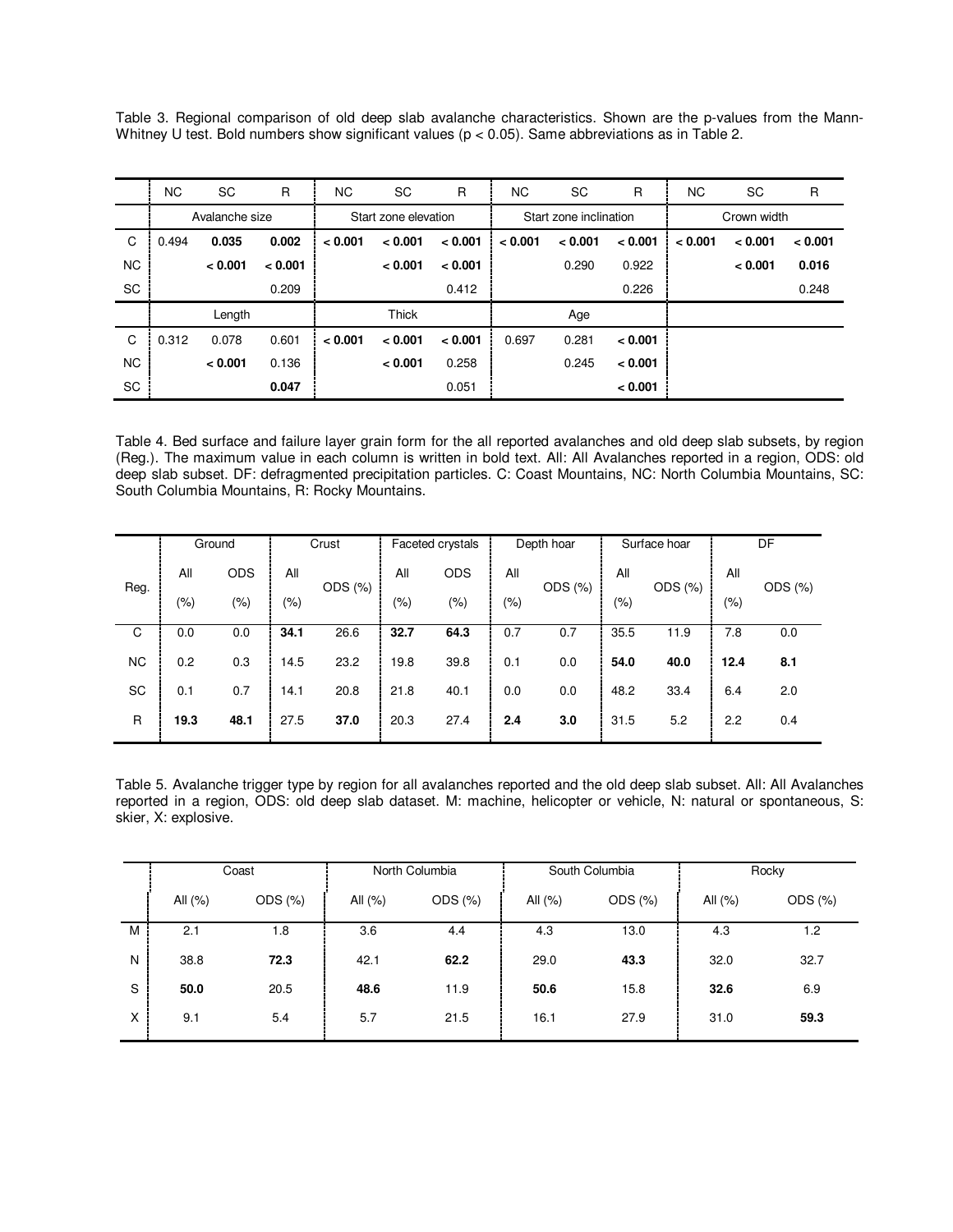Table 3. Regional comparison of old deep slab avalanche characteristics. Shown are the p-values from the Mann-Whitney U test. Bold numbers show significant values ($p < 0.05$). Same abbreviations as in Table 2.

| | NC | SC | R | NC | SC | R | NC | SC | R | NC | SC | R |
|---|---|---|---|---|---|---|---|---|---|---|---|---|
| | Avalanche size | | | Start zone elevation | | | Start zone inclination | | | Crown width | | |
| C | 0.494 | **0.035** | **0.002** | **< 0.001** | **< 0.001** | **< 0.001** | **< 0.001** | **< 0.001** | **< 0.001** | **< 0.001** | **< 0.001** | **< 0.001** |
| NC | | **< 0.001** | **< 0.001** | | **< 0.001** | **< 0.001** | | 0.290 | 0.922 | | **< 0.001** | **0.016** |
| SC | | | 0.209 | | | 0.412 | | | 0.226 | | | 0.248 |
| | Length | | | Thick | | | Age | | | | | |
| C | 0.312 | 0.078 | 0.601 | **< 0.001** | **< 0.001** | **< 0.001** | 0.697 | 0.281 | **< 0.001** | | | |
| NC | | **< 0.001** | 0.136 | | **< 0.001** | 0.258 | | 0.245 | **< 0.001** | | | |
| SC | | | **0.047** | | | 0.051 | | | **< 0.001** | | | |

Table 4. Bed surface and failure layer grain form for the all reported avalanches and old deep slab subsets, by region (Reg.). The maximum value in each column is written in bold text. All: All Avalanches reported in a region, ODS: old deep slab subset. DF: defragmented precipitation particles. C: Coast Mountains, NC: North Columbia Mountains, SC: South Columbia Mountains, R: Rocky Mountains.

| | Ground | | Crust | | Faceted crystals | | Depth hoar | | Surface hoar | | DF | |
|---|---|---|---|---|---|---|---|---|---|---|---|---|
| Reg. | All (%) | ODS (%) | All (%) | ODS (%) | All (%) | ODS (%) | All (%) | ODS (%) | All (%) | ODS (%) | All (%) | ODS (%) |
| C | 0.0 | 0.0 | **34.1** | 26.6 | **32.7** | **64.3** | 0.7 | 0.7 | 35.5 | 11.9 | 7.8 | 0.0 |
| NC | 0.2 | 0.3 | 14.5 | 23.2 | 19.8 | 39.8 | 0.1 | 0.0 | **54.0** | **40.0** | **12.4** | **8.1** |
| SC | 0.1 | 0.7 | 14.1 | 20.8 | 21.8 | 40.1 | 0.0 | 0.0 | 48.2 | 33.4 | 6.4 | 2.0 |
| R | **19.3** | **48.1** | 27.5 | **37.0** | 20.3 | 27.4 | **2.4** | **3.0** | 31.5 | 5.2 | 2.2 | 0.4 |

Table 5. Avalanche trigger type by region for all avalanches reported and the old deep slab subset. All: All Avalanches reported in a region, ODS: old deep slab dataset. M: machine, helicopter or vehicle, N: natural or spontaneous, S: skier, X: explosive.

| | Coast | | North Columbia | | South Columbia | | Rocky | |
|---|---|---|---|---|---|---|---|---|
| | All (%) | ODS (%) | All (%) | ODS (%) | All (%) | ODS (%) | All (%) | ODS (%) |
| M | 2.1 | 1.8 | 3.6 | 4.4 | 4.3 | 13.0 | 4.3 | 1.2 |
| N | 38.8 | **72.3** | 42.1 | **62.2** | 29.0 | **43.3** | 32.0 | 32.7 |
| S | **50.0** | 20.5 | **48.6** | 11.9 | **50.6** | 15.8 | **32.6** | 6.9 |
| X | 9.1 | 5.4 | 5.7 | 21.5 | 16.1 | 27.9 | 31.0 | **59.3** |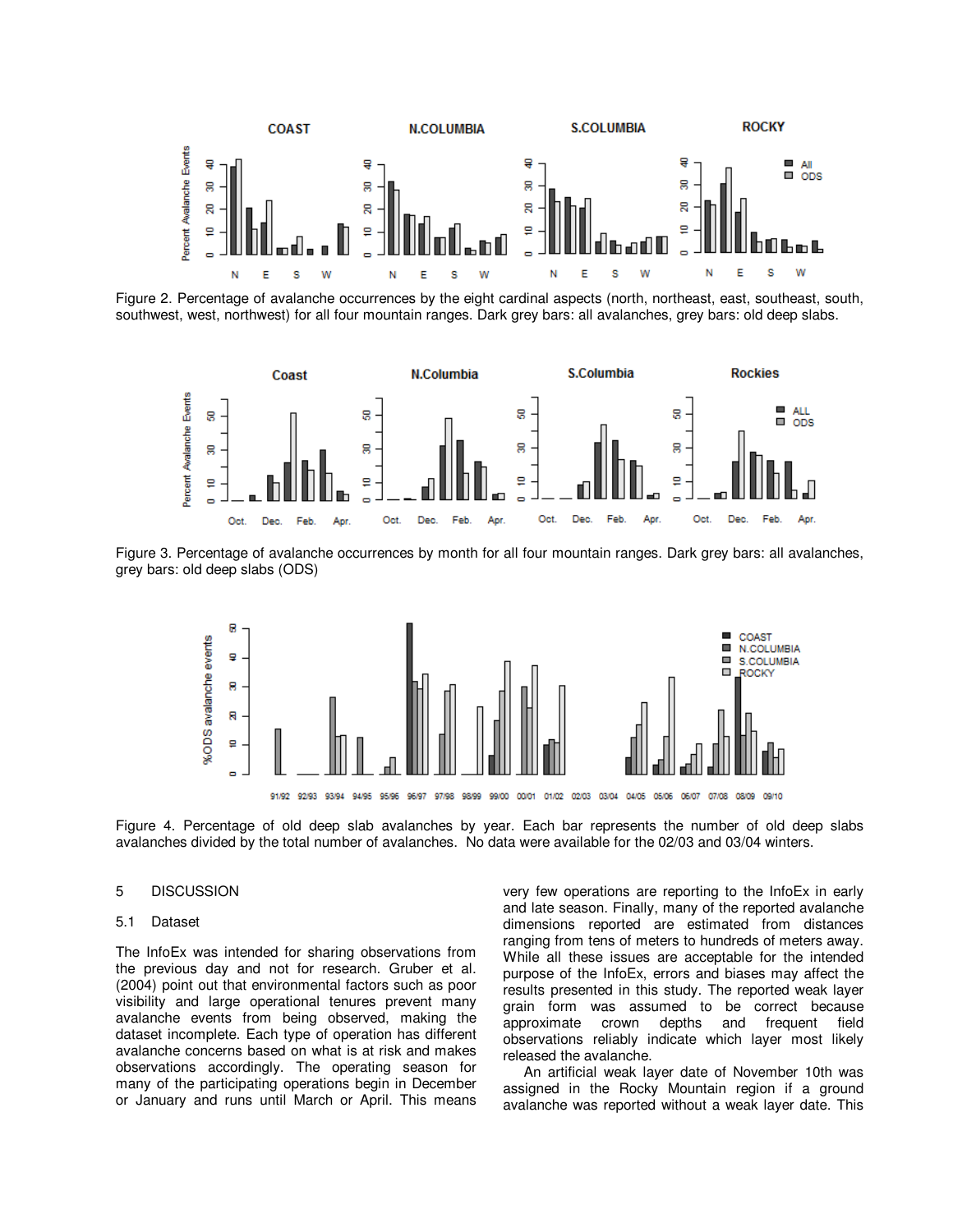Figure 2. Percentage of avalanche occurrences by the eight cardinal aspects (north, northeast, east, southeast, south, southwest, west, northwest) for all four mountain ranges. Dark grey bars: all avalanches, grey bars: old deep slabs.

Figure 3. Percentage of avalanche occurrences by month for all four mountain ranges. Dark grey bars: all avalanches, grey bars: old deep slabs (ODS)

Figure 4. Percentage of old deep slab avalanches by year. Each bar represents the number of old deep slabs avalanches divided by the total number of avalanches. No data were available for the 02/03 and 03/04 winters.

## 5 DISCUSSION

### 5.1 Dataset

The InfoEx was intended for sharing observations from the previous day and not for research. Gruber et al. (2004) point out that environmental factors such as poor visibility and large operational tenures prevent many avalanche events from being observed, making the dataset incomplete. Each type of operation has different avalanche concerns based on what is at risk and makes observations accordingly. The operating season for many of the participating operations begin in December or January and runs until March or April. This means very few operations are reporting to the InfoEx in early and late season. Finally, many of the reported avalanche dimensions reported are estimated from distances ranging from tens of meters to hundreds of meters away. While all these issues are acceptable for the intended purpose of the InfoEx, errors and biases may affect the results presented in this study. The reported weak layer grain form was assumed to be correct because approximate crown depths and frequent field observations reliably indicate which layer most likely released the avalanche.

An artificial weak layer date of November 10th was assigned in the Rocky Mountain region if a ground avalanche was reported without a weak layer date. This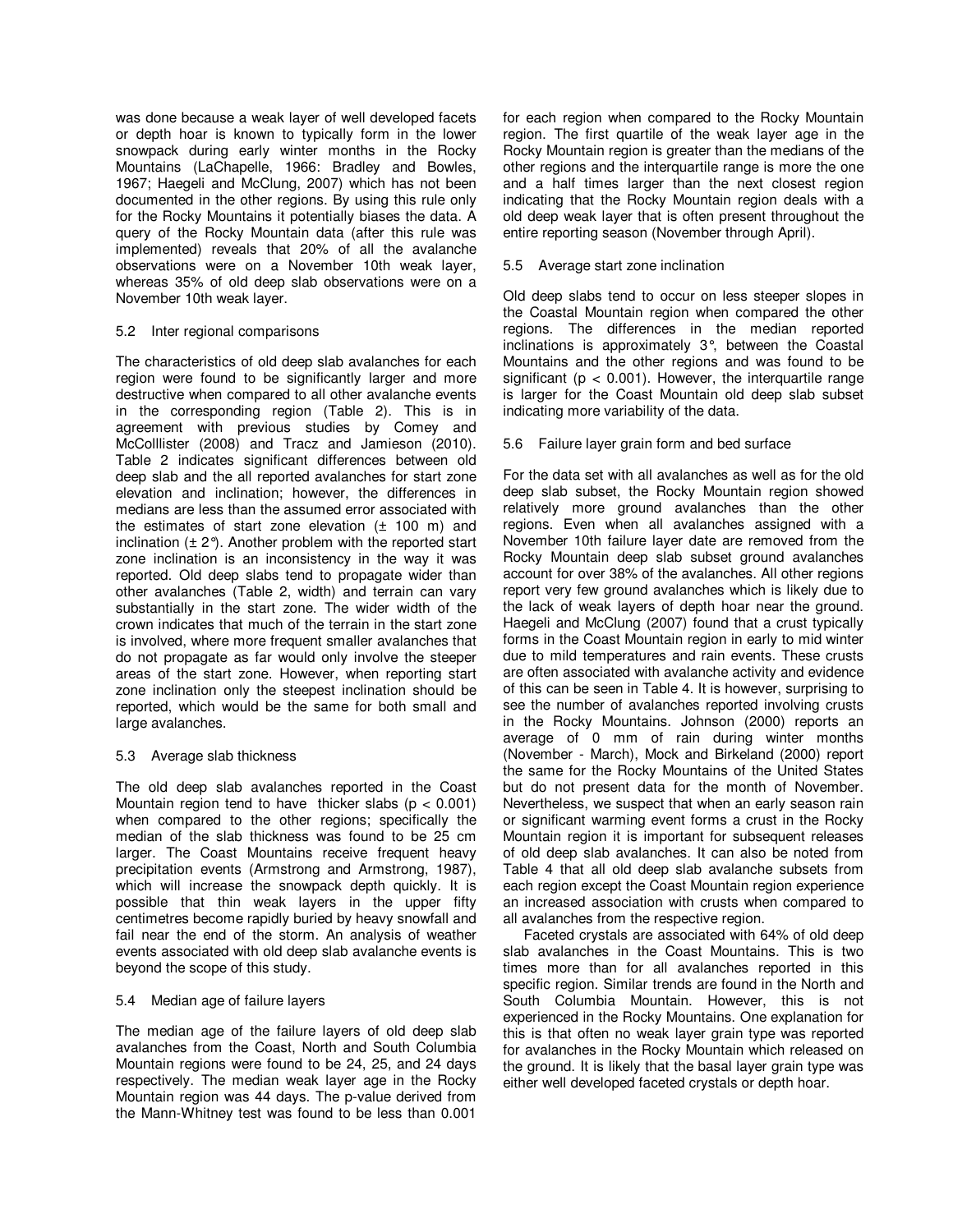was done because a weak layer of well developed facets or depth hoar is known to typically form in the lower snowpack during early winter months in the Rocky Mountains (LaChapelle, 1966: Bradley and Bowles, 1967; Haegeli and McClung, 2007) which has not been documented in the other regions. By using this rule only for the Rocky Mountains it potentially biases the data. A query of the Rocky Mountain data (after this rule was implemented) reveals that 20% of all the avalanche observations were on a November 10th weak layer, whereas 35% of old deep slab observations were on a November 10th weak layer.

### 5.2 Inter regional comparisons

The characteristics of old deep slab avalanches for each region were found to be significantly larger and more destructive when compared to all other avalanche events in the corresponding region (Table 2). This is in agreement with previous studies by Comey and McColllister (2008) and Tracz and Jamieson (2010). Table 2 indicates significant differences between old deep slab and the all reported avalanches for start zone elevation and inclination; however, the differences in medians are less than the assumed error associated with the estimates of start zone elevation (± 100 m) and inclination (± 2°). Another problem with the reported start zone inclination is an inconsistency in the way it was reported. Old deep slabs tend to propagate wider than other avalanches (Table 2, width) and terrain can vary substantially in the start zone. The wider width of the crown indicates that much of the terrain in the start zone is involved, where more frequent smaller avalanches that do not propagate as far would only involve the steeper areas of the start zone. However, when reporting start zone inclination only the steepest inclination should be reported, which would be the same for both small and large avalanches.

### 5.3 Average slab thickness

The old deep slab avalanches reported in the Coast Mountain region tend to have thicker slabs ($p < 0.001$) when compared to the other regions; specifically the median of the slab thickness was found to be 25 cm larger. The Coast Mountains receive frequent heavy precipitation events (Armstrong and Armstrong, 1987), which will increase the snowpack depth quickly. It is possible that thin weak layers in the upper fifty centimetres become rapidly buried by heavy snowfall and fail near the end of the storm. An analysis of weather events associated with old deep slab avalanche events is beyond the scope of this study.

### 5.4 Median age of failure layers

The median age of the failure layers of old deep slab avalanches from the Coast, North and South Columbia Mountain regions were found to be 24, 25, and 24 days respectively. The median weak layer age in the Rocky Mountain region was 44 days. The p-value derived from the Mann-Whitney test was found to be less than 0.001 for each region when compared to the Rocky Mountain region. The first quartile of the weak layer age in the Rocky Mountain region is greater than the medians of the other regions and the interquartile range is more the one and a half times larger than the next closest region indicating that the Rocky Mountain region deals with a old deep weak layer that is often present throughout the entire reporting season (November through April).

### 5.5 Average start zone inclination

Old deep slabs tend to occur on less steeper slopes in the Coastal Mountain region when compared the other regions. The differences in the median reported inclinations is approximately 3°, between the Coastal Mountains and the other regions and was found to be significant ($p < 0.001$). However, the interquartile range is larger for the Coast Mountain old deep slab subset indicating more variability of the data.

### 5.6 Failure layer grain form and bed surface

For the data set with all avalanches as well as for the old deep slab subset, the Rocky Mountain region showed relatively more ground avalanches than the other regions. Even when all avalanches assigned with a November 10th failure layer date are removed from the Rocky Mountain deep slab subset ground avalanches account for over 38% of the avalanches. All other regions report very few ground avalanches which is likely due to the lack of weak layers of depth hoar near the ground. Haegeli and McClung (2007) found that a crust typically forms in the Coast Mountain region in early to mid winter due to mild temperatures and rain events. These crusts are often associated with avalanche activity and evidence of this can be seen in Table 4. It is however, surprising to see the number of avalanches reported involving crusts in the Rocky Mountains. Johnson (2000) reports an average of 0 mm of rain during winter months (November - March), Mock and Birkeland (2000) report the same for the Rocky Mountains of the United States but do not present data for the month of November. Nevertheless, we suspect that when an early season rain or significant warming event forms a crust in the Rocky Mountain region it is important for subsequent releases of old deep slab avalanches. It can also be noted from Table 4 that all old deep slab avalanche subsets from each region except the Coast Mountain region experience an increased association with crusts when compared to all avalanches from the respective region.

Faceted crystals are associated with 64% of old deep slab avalanches in the Coast Mountains. This is two times more than for all avalanches reported in this specific region. Similar trends are found in the North and South Columbia Mountain. However, this is not experienced in the Rocky Mountains. One explanation for this is that often no weak layer grain type was reported for avalanches in the Rocky Mountain which released on the ground. It is likely that the basal layer grain type was either well developed faceted crystals or depth hoar.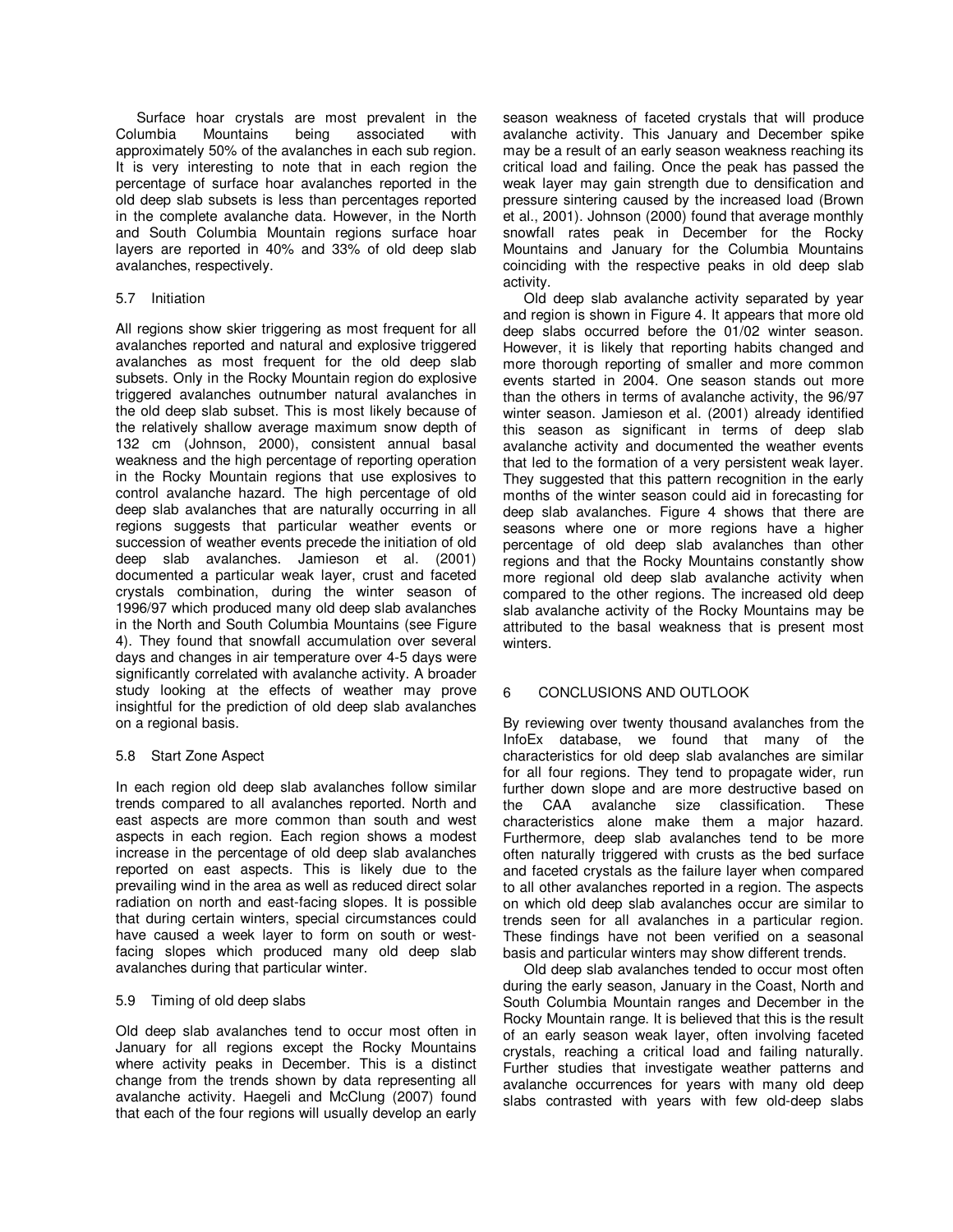Surface hoar crystals are most prevalent in the Columbia Mountains being associated with approximately 50% of the avalanches in each sub region. It is very interesting to note that in each region the percentage of surface hoar avalanches reported in the old deep slab subsets is less than percentages reported in the complete avalanche data. However, in the North and South Columbia Mountain regions surface hoar layers are reported in 40% and 33% of old deep slab avalanches, respectively.

### 5.7 Initiation

All regions show skier triggering as most frequent for all avalanches reported and natural and explosive triggered avalanches as most frequent for the old deep slab subsets. Only in the Rocky Mountain region do explosive triggered avalanches outnumber natural avalanches in the old deep slab subset. This is most likely because of the relatively shallow average maximum snow depth of 132 cm (Johnson, 2000), consistent annual basal weakness and the high percentage of reporting operation in the Rocky Mountain regions that use explosives to control avalanche hazard. The high percentage of old deep slab avalanches that are naturally occurring in all regions suggests that particular weather events or succession of weather events precede the initiation of old deep slab avalanches. Jamieson et al. (2001) documented a particular weak layer, crust and faceted crystals combination, during the winter season of 1996/97 which produced many old deep slab avalanches in the North and South Columbia Mountains (see Figure 4). They found that snowfall accumulation over several days and changes in air temperature over 4-5 days were significantly correlated with avalanche activity. A broader study looking at the effects of weather may prove insightful for the prediction of old deep slab avalanches on a regional basis.

### 5.8 Start Zone Aspect

In each region old deep slab avalanches follow similar trends compared to all avalanches reported. North and east aspects are more common than south and west aspects in each region. Each region shows a modest increase in the percentage of old deep slab avalanches reported on east aspects. This is likely due to the prevailing wind in the area as well as reduced direct solar radiation on north and east-facing slopes. It is possible that during certain winters, special circumstances could have caused a week layer to form on south or west-facing slopes which produced many old deep slab avalanches during that particular winter.

### 5.9 Timing of old deep slabs

Old deep slab avalanches tend to occur most often in January for all regions except the Rocky Mountains where activity peaks in December. This is a distinct change from the trends shown by data representing all avalanche activity. Haegeli and McClung (2007) found that each of the four regions will usually develop an early season weakness of faceted crystals that will produce avalanche activity. This January and December spike may be a result of an early season weakness reaching its critical load and failing. Once the peak has passed the weak layer may gain strength due to densification and pressure sintering caused by the increased load (Brown et al., 2001). Johnson (2000) found that average monthly snowfall rates peak in December for the Rocky Mountains and January for the Columbia Mountains coinciding with the respective peaks in old deep slab activity.

Old deep slab avalanche activity separated by year and region is shown in Figure 4. It appears that more old deep slabs occurred before the 01/02 winter season. However, it is likely that reporting habits changed and more thorough reporting of smaller and more common events started in 2004. One season stands out more than the others in terms of avalanche activity, the 96/97 winter season. Jamieson et al. (2001) already identified this season as significant in terms of deep slab avalanche activity and documented the weather events that led to the formation of a very persistent weak layer. They suggested that this pattern recognition in the early months of the winter season could aid in forecasting for deep slab avalanches. Figure 4 shows that there are seasons where one or more regions have a higher percentage of old deep slab avalanches than other regions and that the Rocky Mountains constantly show more regional old deep slab avalanche activity when compared to the other regions. The increased old deep slab avalanche activity of the Rocky Mountains may be attributed to the basal weakness that is present most winters.

## 6 CONCLUSIONS AND OUTLOOK

By reviewing over twenty thousand avalanches from the InfoEx database, we found that many of the characteristics for old deep slab avalanches are similar for all four regions. They tend to propagate wider, run further down slope and are more destructive based on the CAA avalanche size classification. These characteristics alone make them a major hazard. Furthermore, deep slab avalanches tend to be more often naturally triggered with crusts as the bed surface and faceted crystals as the failure layer when compared to all other avalanches reported in a region. The aspects on which old deep slab avalanches occur are similar to trends seen for all avalanches in a particular region. These findings have not been verified on a seasonal basis and particular winters may show different trends.

Old deep slab avalanches tended to occur most often during the early season, January in the Coast, North and South Columbia Mountain ranges and December in the Rocky Mountain range. It is believed that this is the result of an early season weak layer, often involving faceted crystals, reaching a critical load and failing naturally. Further studies that investigate weather patterns and avalanche occurrences for years with many old deep slabs contrasted with years with few old-deep slabs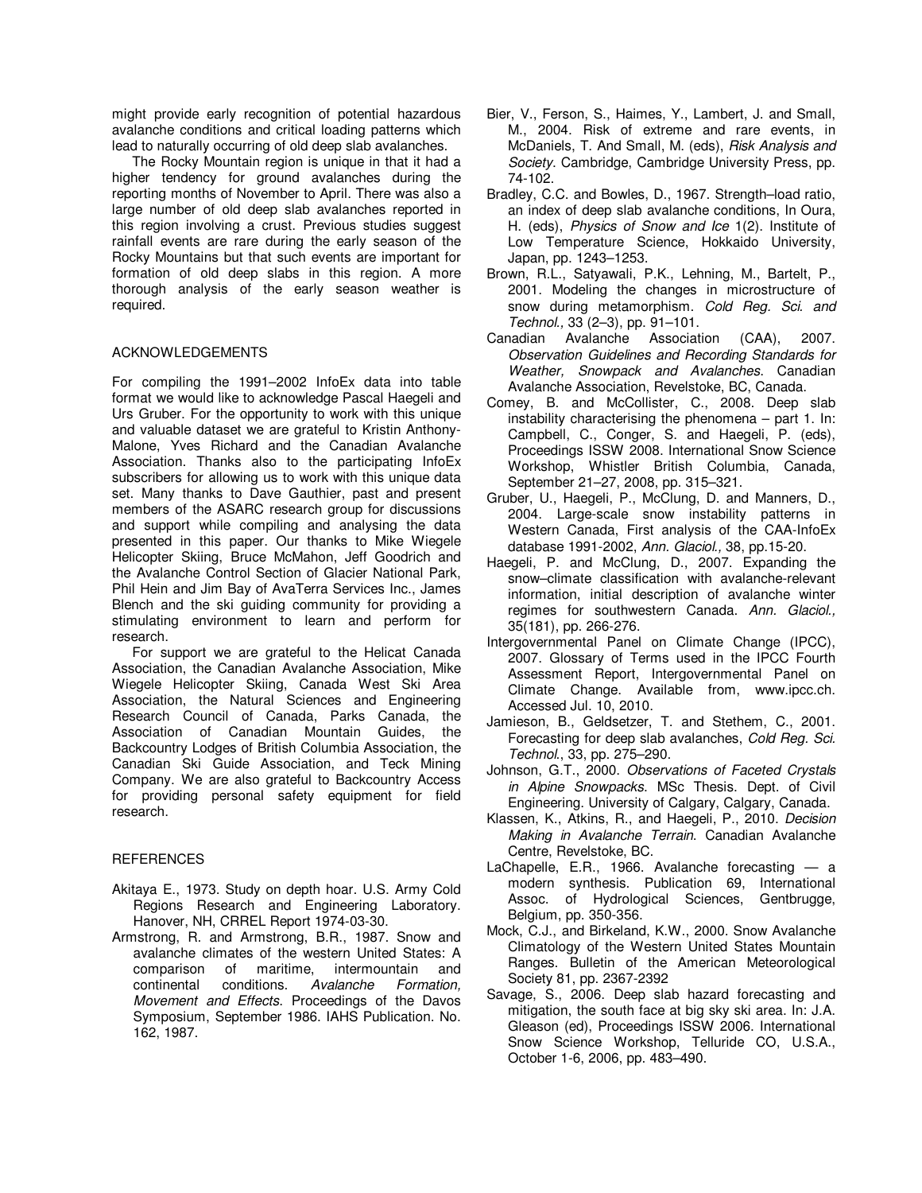might provide early recognition of potential hazardous avalanche conditions and critical loading patterns which lead to naturally occurring of old deep slab avalanches.

The Rocky Mountain region is unique in that it had a higher tendency for ground avalanches during the reporting months of November to April. There was also a large number of old deep slab avalanches reported in this region involving a crust. Previous studies suggest rainfall events are rare during the early season of the Rocky Mountains but that such events are important for formation of old deep slabs in this region. A more thorough analysis of the early season weather is required.

## ACKNOWLEDGEMENTS

For compiling the 1991–2002 InfoEx data into table format we would like to acknowledge Pascal Haegeli and Urs Gruber. For the opportunity to work with this unique and valuable dataset we are grateful to Kristin Anthony-Malone, Yves Richard and the Canadian Avalanche Association. Thanks also to the participating InfoEx subscribers for allowing us to work with this unique data set. Many thanks to Dave Gauthier, past and present members of the ASARC research group for discussions and support while compiling and analysing the data presented in this paper. Our thanks to Mike Wiegele Helicopter Skiing, Bruce McMahon, Jeff Goodrich and the Avalanche Control Section of Glacier National Park, Phil Hein and Jim Bay of AvaTerra Services Inc., James Blench and the ski guiding community for providing a stimulating environment to learn and perform for research.

For support we are grateful to the Helicat Canada Association, the Canadian Avalanche Association, Mike Wiegele Helicopter Skiing, Canada West Ski Area Association, the Natural Sciences and Engineering Research Council of Canada, Parks Canada, the Association of Canadian Mountain Guides, the Backcountry Lodges of British Columbia Association, the Canadian Ski Guide Association, and Teck Mining Company. We are also grateful to Backcountry Access for providing personal safety equipment for field research.

## REFERENCES

Akitaya E., 1973. Study on depth hoar. U.S. Army Cold Regions Research and Engineering Laboratory. Hanover, NH, CRREL Report 1974-03-30.

Armstrong, R. and Armstrong, B.R., 1987. Snow and avalanche climates of the western United States: A comparison of maritime, intermountain and continental conditions. *Avalanche Formation, Movement and Effects*. Proceedings of the Davos Symposium, September 1986. IAHS Publication. No. 162, 1987.

Bier, V., Ferson, S., Haimes, Y., Lambert, J. and Small, M., 2004. Risk of extreme and rare events, in McDaniels, T. And Small, M. (eds), *Risk Analysis and Society*. Cambridge, Cambridge University Press, pp. 74-102.

Bradley, C.C. and Bowles, D., 1967. Strength–load ratio, an index of deep slab avalanche conditions, In Oura, H. (eds), *Physics of Snow and Ice* 1(2). Institute of Low Temperature Science, Hokkaido University, Japan, pp. 1243–1253.

Brown, R.L., Satyawali, P.K., Lehning, M., Bartelt, P., 2001. Modeling the changes in microstructure of snow during metamorphism. *Cold Reg. Sci. and Technol.,* 33 (2–3), pp. 91–101.

Canadian Avalanche Association (CAA), 2007. *Observation Guidelines and Recording Standards for Weather, Snowpack and Avalanches*. Canadian Avalanche Association, Revelstoke, BC, Canada.

Comey, B. and McCollister, C., 2008. Deep slab instability characterising the phenomena – part 1. In: Campbell, C., Conger, S. and Haegeli, P. (eds), Proceedings ISSW 2008. International Snow Science Workshop, Whistler British Columbia, Canada, September 21–27, 2008, pp. 315–321.

Gruber, U., Haegeli, P., McClung, D. and Manners, D., 2004. Large-scale snow instability patterns in Western Canada, First analysis of the CAA-InfoEx database 1991-2002, *Ann. Glaciol.,* 38, pp.15-20.

Haegeli, P. and McClung, D., 2007. Expanding the snow–climate classification with avalanche-relevant information, initial description of avalanche winter regimes for southwestern Canada. *Ann. Glaciol.,* 35(181), pp. 266-276.

Intergovernmental Panel on Climate Change (IPCC), 2007. Glossary of Terms used in the IPCC Fourth Assessment Report, Intergovernmental Panel on Climate Change. Available from, www.ipcc.ch. Accessed Jul. 10, 2010.

Jamieson, B., Geldsetzer, T. and Stethem, C., 2001. Forecasting for deep slab avalanches, *Cold Reg. Sci. Technol.*, 33, pp. 275–290.

Johnson, G.T., 2000. *Observations of Faceted Crystals in Alpine Snowpacks*. MSc Thesis. Dept. of Civil Engineering. University of Calgary, Calgary, Canada.

Klassen, K., Atkins, R., and Haegeli, P., 2010. *Decision Making in Avalanche Terrain*. Canadian Avalanche Centre, Revelstoke, BC.

LaChapelle, E.R., 1966. Avalanche forecasting — a modern synthesis. Publication 69, International Assoc. of Hydrological Sciences, Gentbrugge, Belgium, pp. 350-356.

Mock, C.J., and Birkeland, K.W., 2000. Snow Avalanche Climatology of the Western United States Mountain Ranges. Bulletin of the American Meteorological Society 81, pp. 2367-2392

Savage, S., 2006. Deep slab hazard forecasting and mitigation, the south face at big sky ski area. In: J.A. Gleason (ed), Proceedings ISSW 2006. International Snow Science Workshop, Telluride CO, U.S.A., October 1-6, 2006, pp. 483–490.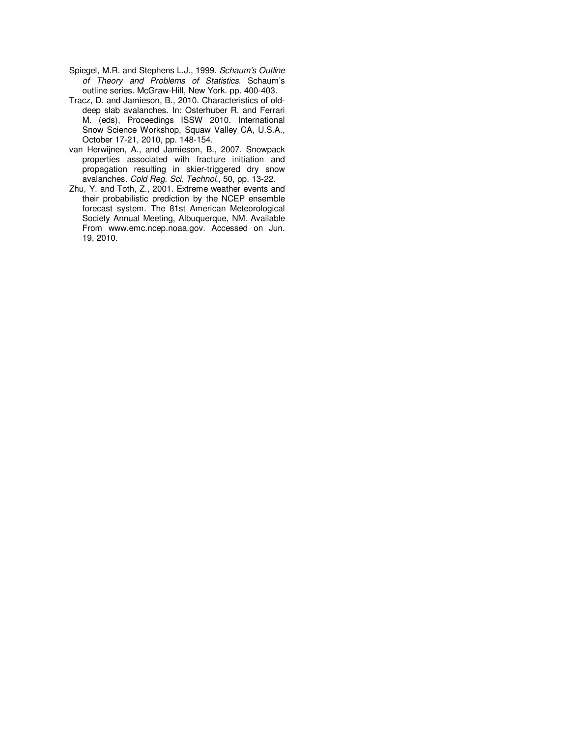Spiegel, M.R. and Stephens L.J., 1999. *Schaum's Outline of Theory and Problems of Statistics*. Schaum's outline series. McGraw-Hill, New York. pp. 400-403.

Tracz, D. and Jamieson, B., 2010. Characteristics of old-deep slab avalanches. In: Osterhuber R. and Ferrari M. (eds), Proceedings ISSW 2010. International Snow Science Workshop, Squaw Valley CA, U.S.A., October 17-21, 2010, pp. 148-154.

van Herwijnen, A., and Jamieson, B., 2007. Snowpack properties associated with fracture initiation and propagation resulting in skier-triggered dry snow avalanches. *Cold Reg. Sci. Technol.,* 50, pp. 13-22.

Zhu, Y. and Toth, Z., 2001. Extreme weather events and their probabilistic prediction by the NCEP ensemble forecast system. The 81st American Meteorological Society Annual Meeting, Albuquerque, NM. Available From www.emc.ncep.noaa.gov. Accessed on Jun. 19, 2010.